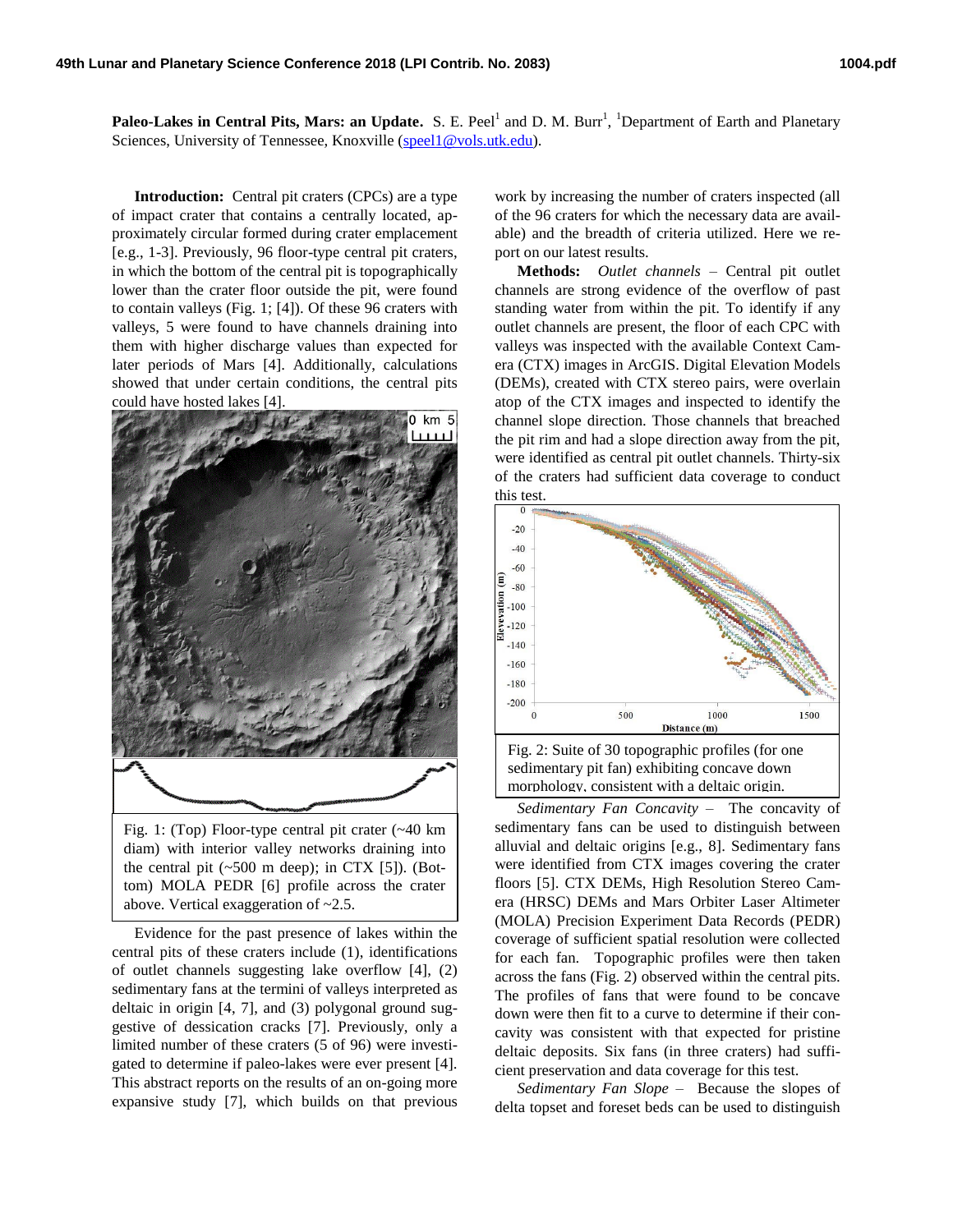**Paleo-Lakes in Central Pits, Mars: an Update.** S. E. Peel[1] and D. M. Burr[1], [1]Department of Earth and Planetary Sciences, University of Tennessee, Knoxville (speel1@vols.utk.edu).

**Introduction:** Central pit craters (CPCs) are a type of impact crater that contains a centrally located, approximately circular formed during crater emplacement [e.g., 1-3]. Previously, 96 floor-type central pit craters, in which the bottom of the central pit is topographically lower than the crater floor outside the pit, were found to contain valleys (Fig. 1; [4]). Of these 96 craters with valleys, 5 were found to have channels draining into them with higher discharge values than expected for later periods of Mars [4]. Additionally, calculations showed that under certain conditions, the central pits could have hosted lakes [4].

Fig. 1: (Top) Floor-type central pit crater (~40 km diam) with interior valley networks draining into the central pit (~500 m deep); in CTX [5]). (Bottom) MOLA PEDR [6] profile across the crater above. Vertical exaggeration of ~2.5.

Evidence for the past presence of lakes within the central pits of these craters include (1), identifications of outlet channels suggesting lake overflow [4], (2) sedimentary fans at the termini of valleys interpreted as deltaic in origin [4, 7], and (3) polygonal ground suggestive of dessication cracks [7]. Previously, only a limited number of these craters (5 of 96) were investigated to determine if paleo-lakes were ever present [4]. This abstract reports on the results of an on-going more expansive study [7], which builds on that previous work by increasing the number of craters inspected (all of the 96 craters for which the necessary data are available) and the breadth of criteria utilized. Here we report on our latest results.

**Methods:** *Outlet channels* – Central pit outlet channels are strong evidence of the overflow of past standing water from within the pit. To identify if any outlet channels are present, the floor of each CPC with valleys was inspected with the available Context Camera (CTX) images in ArcGIS. Digital Elevation Models (DEMs), created with CTX stereo pairs, were overlain atop of the CTX images and inspected to identify the channel slope direction. Those channels that breached the pit rim and had a slope direction away from the pit, were identified as central pit outlet channels. Thirty-six of the craters had sufficient data coverage to conduct this test.

Fig. 2: Suite of 30 topographic profiles (for one sedimentary pit fan) exhibiting concave down morphology, consistent with a deltaic origin.

*Sedimentary Fan Concavity* – The concavity of sedimentary fans can be used to distinguish between alluvial and deltaic origins [e.g., 8]. Sedimentary fans were identified from CTX images covering the crater floors [5]. CTX DEMs, High Resolution Stereo Camera (HRSC) DEMs and Mars Orbiter Laser Altimeter (MOLA) Precision Experiment Data Records (PEDR) coverage of sufficient spatial resolution were collected for each fan. Topographic profiles were then taken across the fans (Fig. 2) observed within the central pits. The profiles of fans that were found to be concave down were then fit to a curve to determine if their concavity was consistent with that expected for pristine deltaic deposits. Six fans (in three craters) had sufficient preservation and data coverage for this test.

*Sedimentary Fan Slope* – Because the slopes of delta topset and foreset beds can be used to distinguish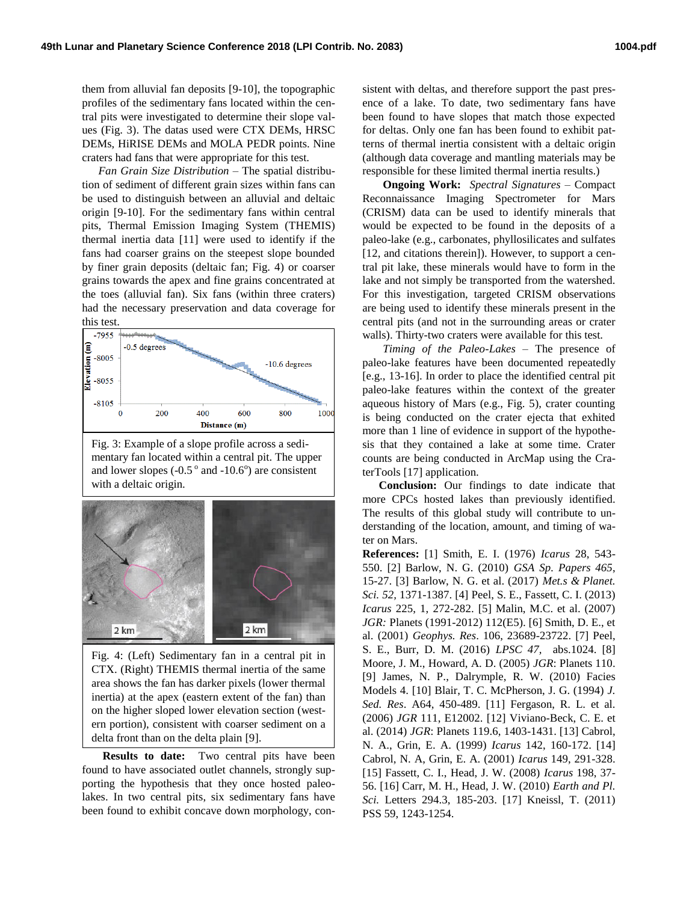them from alluvial fan deposits [9-10], the topographic profiles of the sedimentary fans located within the central pits were investigated to determine their slope values (Fig. 3). The datas used were CTX DEMs, HRSC DEMs, HiRISE DEMs and MOLA PEDR points. Nine craters had fans that were appropriate for this test.

*Fan Grain Size Distribution* – The spatial distribution of sediment of different grain sizes within fans can be used to distinguish between an alluvial and deltaic origin [9-10]. For the sedimentary fans within central pits, Thermal Emission Imaging System (THEMIS) thermal inertia data [11] were used to identify if the fans had coarser grains on the steepest slope bounded by finer grain deposits (deltaic fan; Fig. 4) or coarser grains towards the apex and fine grains concentrated at the toes (alluvial fan). Six fans (within three craters) had the necessary preservation and data coverage for this test.

-7955
-8005
-8055
-8105
Elevation (m)
0
200
400
600
800
1000
Distance (m)
-0.5 degrees
-10.6 degrees

Fig. 3: Example of a slope profile across a sedimentary fan located within a central pit. The upper and lower slopes (-0.5 ° and -10.6°) are consistent with a deltaic origin.

2 km
2 km

Fig. 4: (Left) Sedimentary fan in a central pit in CTX. (Right) THEMIS thermal inertia of the same area shows the fan has darker pixels (lower thermal inertia) at the apex (eastern extent of the fan) than on the higher sloped lower elevation section (western portion), consistent with coarser sediment on a delta front than on the delta plain [9].

**Results to date:** Two central pits have been found to have associated outlet channels, strongly supporting the hypothesis that they once hosted paleo-lakes. In two central pits, six sedimentary fans have been found to exhibit concave down morphology, consistent with deltas, and therefore support the past presence of a lake. To date, two sedimentary fans have been found to have slopes that match those expected for deltas. Only one fan has been found to exhibit patterns of thermal inertia consistent with a deltaic origin (although data coverage and mantling materials may be responsible for these limited thermal inertia results.)

**Ongoing Work:** *Spectral Signatures* – Compact Reconnaissance Imaging Spectrometer for Mars (CRISM) data can be used to identify minerals that would be expected to be found in the deposits of a paleo-lake (e.g., carbonates, phyllosilicates and sulfates [12, and citations therein]). However, to support a central pit lake, these minerals would have to form in the lake and not simply be transported from the watershed. For this investigation, targeted CRISM observations are being used to identify these minerals present in the central pits (and not in the surrounding areas or crater walls). Thirty-two craters were available for this test.

*Timing of the Paleo-Lakes* – The presence of paleo-lake features have been documented repeatedly [e.g., 13-16]. In order to place the identified central pit paleo-lake features within the context of the greater aqueous history of Mars (e.g., Fig. 5), crater counting is being conducted on the crater ejecta that exhited more than 1 line of evidence in support of the hypothesis that they contained a lake at some time. Crater counts are being conducted in ArcMap using the CraterTools [17] application.

**Conclusion:** Our findings to date indicate that more CPCs hosted lakes than previously identified. The results of this global study will contribute to understanding of the location, amount, and timing of water on Mars.

**References:** [1] Smith, E. I. (1976) *Icarus* 28, 543-550. [2] Barlow, N. G. (2010) *GSA Sp. Papers 465*, 15-27. [3] Barlow, N. G. et al. (2017) *Met.s & Planet. Sci. 52*, 1371-1387. [4] Peel, S. E., Fassett, C. I. (2013) *Icarus* 225, 1, 272-282. [5] Malin, M.C. et al. (2007) *JGR:* Planets (1991-2012) 112(E5). [6] Smith, D. E., et al. (2001) *Geophys. Res*. 106, 23689-23722. [7] Peel, S. E., Burr, D. M. (2016) *LPSC 47,* abs.1024. [8] Moore, J. M., Howard, A. D. (2005) *JGR*: Planets 110. [9] James, N. P., Dalrymple, R. W. (2010) Facies Models 4. [10] Blair, T. C. McPherson, J. G. (1994) *J. Sed. Res*. A64, 450-489. [11] Fergason, R. L. et al. (2006) *JGR* 111, E12002. [12] Viviano-Beck, C. E. et al. (2014) *JGR*: Planets 119.6, 1403-1431. [13] Cabrol, N. A., Grin, E. A. (1999) *Icarus* 142, 160-172. [14] Cabrol, N. A, Grin, E. A. (2001) *Icarus* 149, 291-328. [15] Fassett, C. I., Head, J. W. (2008) *Icarus* 198, 37-56. [16] Carr, M. H., Head, J. W. (2010) *Earth and Pl. Sci.* Letters 294.3, 185-203. [17] Kneissl, T. (2011) PSS 59, 1243-1254.